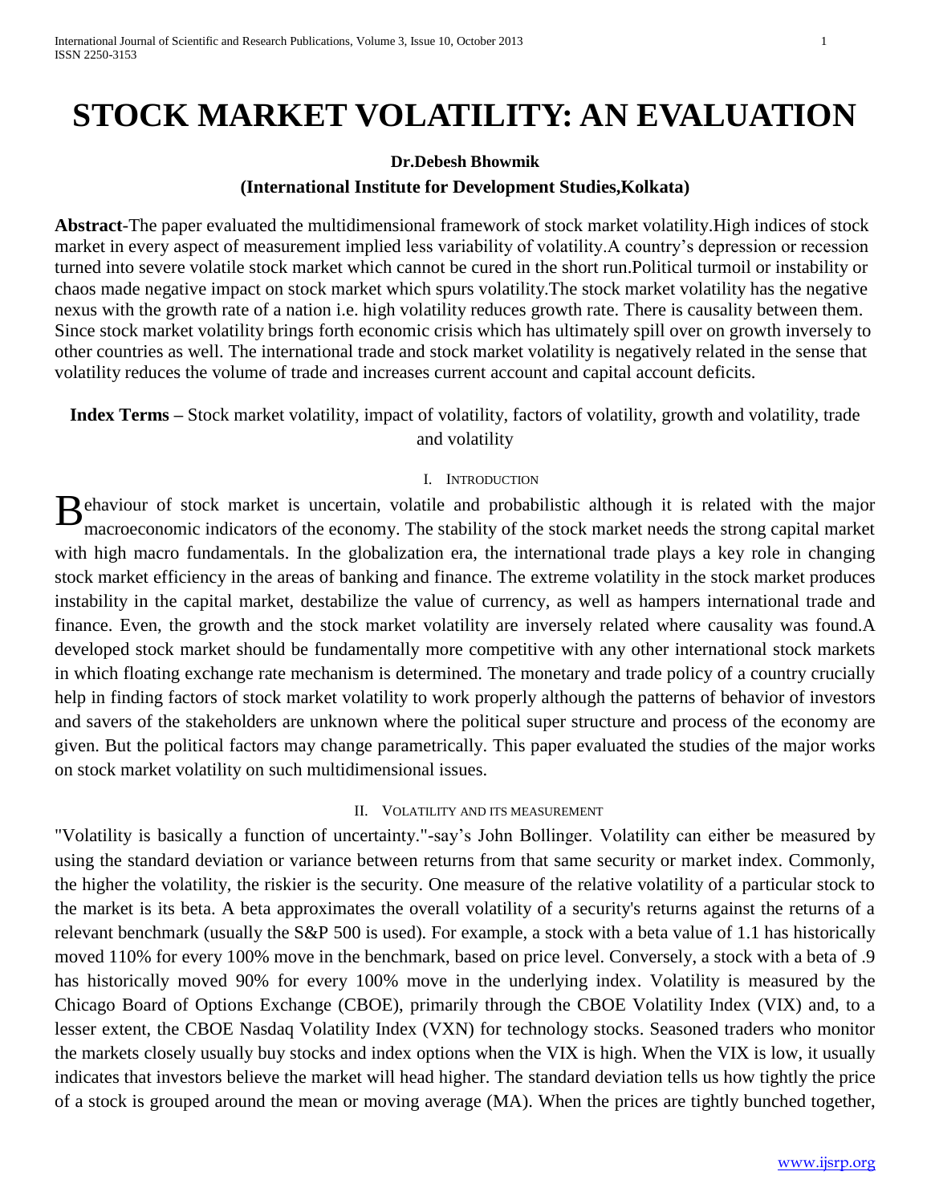# STOCK MARKET VOLATILITY: AN EVALUATION

**Dr.Debesh Bhowmik**

**(International Institute for Development Studies,Kolkata)**

**Abstract**-The paper evaluated the multidimensional framework of stock market volatility.High indices of stock market in every aspect of measurement implied less variability of volatility.A country's depression or recession turned into severe volatile stock market which cannot be cured in the short run.Political turmoil or instability or chaos made negative impact on stock market which spurs volatility.The stock market volatility has the negative nexus with the growth rate of a nation i.e. high volatility reduces growth rate. There is causality between them. Since stock market volatility brings forth economic crisis which has ultimately spill over on growth inversely to other countries as well. The international trade and stock market volatility is negatively related in the sense that volatility reduces the volume of trade and increases current account and capital account deficits.

**Index Terms –** Stock market volatility, impact of volatility, factors of volatility, growth and volatility, trade and volatility

## I. Introduction

Behaviour of stock market is uncertain, volatile and probabilistic although it is related with the major macroeconomic indicators of the economy. The stability of the stock market needs the strong capital market with high macro fundamentals. In the globalization era, the international trade plays a key role in changing stock market efficiency in the areas of banking and finance. The extreme volatility in the stock market produces instability in the capital market, destabilize the value of currency, as well as hampers international trade and finance. Even, the growth and the stock market volatility are inversely related where causality was found.A developed stock market should be fundamentally more competitive with any other international stock markets in which floating exchange rate mechanism is determined. The monetary and trade policy of a country crucially help in finding factors of stock market volatility to work properly although the patterns of behavior of investors and savers of the stakeholders are unknown where the political super structure and process of the economy are given. But the political factors may change parametrically. This paper evaluated the studies of the major works on stock market volatility on such multidimensional issues.

## II. Volatility and its measurement

"Volatility is basically a function of uncertainty."-say's John Bollinger. Volatility can either be measured by using the standard deviation or variance between returns from that same security or market index. Commonly, the higher the volatility, the riskier is the security. One measure of the relative volatility of a particular stock to the market is its beta. A beta approximates the overall volatility of a security's returns against the returns of a relevant benchmark (usually the S&P 500 is used). For example, a stock with a beta value of 1.1 has historically moved 110% for every 100% move in the benchmark, based on price level. Conversely, a stock with a beta of .9 has historically moved 90% for every 100% move in the underlying index. Volatility is measured by the Chicago Board of Options Exchange (CBOE), primarily through the CBOE Volatility Index (VIX) and, to a lesser extent, the CBOE Nasdaq Volatility Index (VXN) for technology stocks. Seasoned traders who monitor the markets closely usually buy stocks and index options when the VIX is high. When the VIX is low, it usually indicates that investors believe the market will head higher. The standard deviation tells us how tightly the price of a stock is grouped around the mean or moving average (MA). When the prices are tightly bunched together,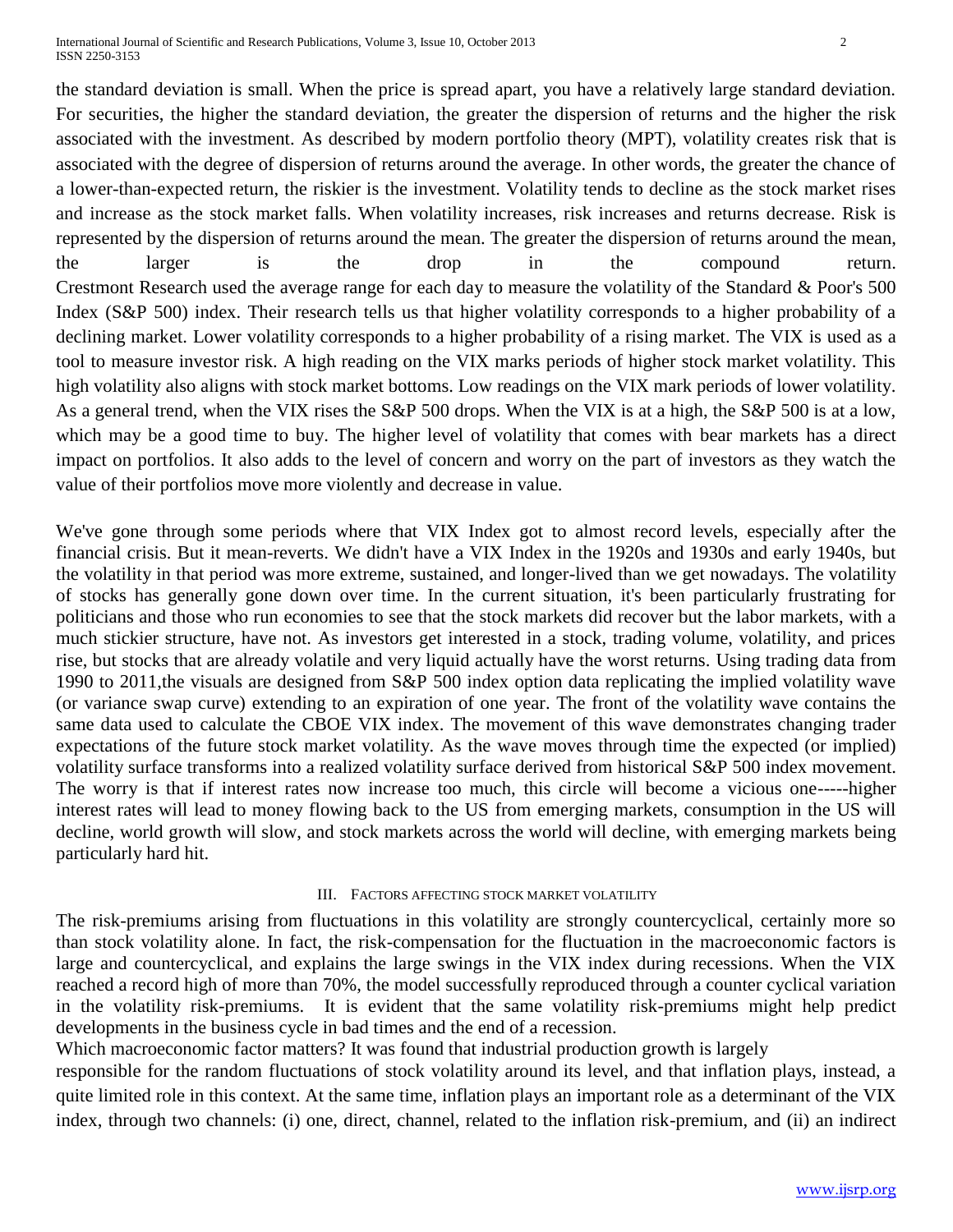the standard deviation is small. When the price is spread apart, you have a relatively large standard deviation. For securities, the higher the standard deviation, the greater the dispersion of returns and the higher the risk associated with the investment. As described by modern portfolio theory (MPT), volatility creates risk that is associated with the degree of dispersion of returns around the average. In other words, the greater the chance of a lower-than-expected return, the riskier is the investment. Volatility tends to decline as the stock market rises and increase as the stock market falls. When volatility increases, risk increases and returns decrease. Risk is represented by the dispersion of returns around the mean. The greater the dispersion of returns around the mean, the larger is the drop in the compound return.
Crestmont Research used the average range for each day to measure the volatility of the Standard & Poor's 500 Index (S&P 500) index. Their research tells us that higher volatility corresponds to a higher probability of a declining market. Lower volatility corresponds to a higher probability of a rising market. The VIX is used as a tool to measure investor risk. A high reading on the VIX marks periods of higher stock market volatility. This high volatility also aligns with stock market bottoms. Low readings on the VIX mark periods of lower volatility. As a general trend, when the VIX rises the S&P 500 drops. When the VIX is at a high, the S&P 500 is at a low, which may be a good time to buy. The higher level of volatility that comes with bear markets has a direct impact on portfolios. It also adds to the level of concern and worry on the part of investors as they watch the value of their portfolios move more violently and decrease in value.

We've gone through some periods where that VIX Index got to almost record levels, especially after the financial crisis. But it mean-reverts. We didn't have a VIX Index in the 1920s and 1930s and early 1940s, but the volatility in that period was more extreme, sustained, and longer-lived than we get nowadays. The volatility of stocks has generally gone down over time. In the current situation, it's been particularly frustrating for politicians and those who run economies to see that the stock markets did recover but the labor markets, with a much stickier structure, have not. As investors get interested in a stock, trading volume, volatility, and prices rise, but stocks that are already volatile and very liquid actually have the worst returns. Using trading data from 1990 to 2011,the visuals are designed from S&P 500 index option data replicating the implied volatility wave (or variance swap curve) extending to an expiration of one year. The front of the volatility wave contains the same data used to calculate the CBOE VIX index. The movement of this wave demonstrates changing trader expectations of the future stock market volatility. As the wave moves through time the expected (or implied) volatility surface transforms into a realized volatility surface derived from historical S&P 500 index movement. The worry is that if interest rates now increase too much, this circle will become a vicious one-----higher interest rates will lead to money flowing back to the US from emerging markets, consumption in the US will decline, world growth will slow, and stock markets across the world will decline, with emerging markets being particularly hard hit.

## III. Factors affecting stock market volatility

The risk-premiums arising from fluctuations in this volatility are strongly countercyclical, certainly more so than stock volatility alone. In fact, the risk-compensation for the fluctuation in the macroeconomic factors is large and countercyclical, and explains the large swings in the VIX index during recessions. When the VIX reached a record high of more than 70%, the model successfully reproduced through a counter cyclical variation in the volatility risk-premiums. It is evident that the same volatility risk-premiums might help predict developments in the business cycle in bad times and the end of a recession.
Which macroeconomic factor matters? It was found that industrial production growth is largely responsible for the random fluctuations of stock volatility around its level, and that inflation plays, instead, a quite limited role in this context. At the same time, inflation plays an important role as a determinant of the VIX index, through two channels: (i) one, direct, channel, related to the inflation risk-premium, and (ii) an indirect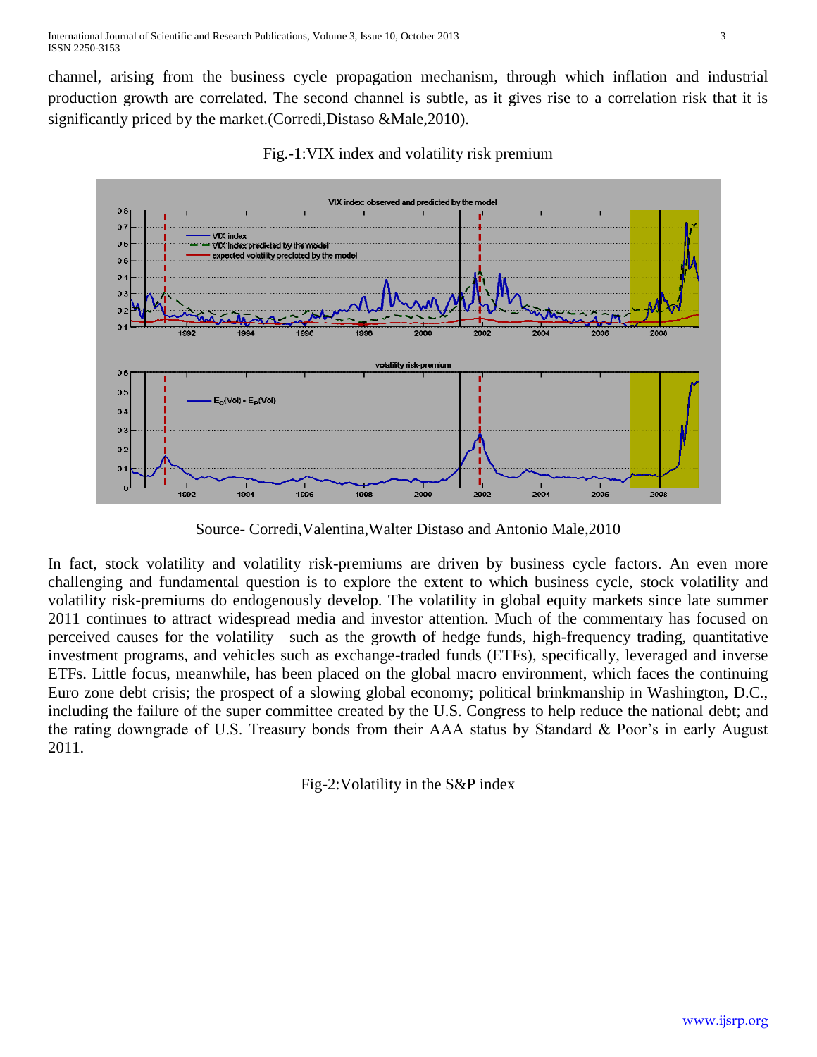channel, arising from the business cycle propagation mechanism, through which inflation and industrial production growth are correlated. The second channel is subtle, as it gives rise to a correlation risk that it is significantly priced by the market.(Corredi,Distaso &Male,2010).

Fig.-1:VIX index and volatility risk premium

Source- Corredi,Valentina,Walter Distaso and Antonio Male,2010

In fact, stock volatility and volatility risk-premiums are driven by business cycle factors. An even more challenging and fundamental question is to explore the extent to which business cycle, stock volatility and volatility risk-premiums do endogenously develop. The volatility in global equity markets since late summer 2011 continues to attract widespread media and investor attention. Much of the commentary has focused on perceived causes for the volatility—such as the growth of hedge funds, high-frequency trading, quantitative investment programs, and vehicles such as exchange-traded funds (ETFs), specifically, leveraged and inverse ETFs. Little focus, meanwhile, has been placed on the global macro environment, which faces the continuing Euro zone debt crisis; the prospect of a slowing global economy; political brinkmanship in Washington, D.C., including the failure of the super committee created by the U.S. Congress to help reduce the national debt; and the rating downgrade of U.S. Treasury bonds from their AAA status by Standard & Poor's in early August 2011.

Fig-2:Volatility in the S&P index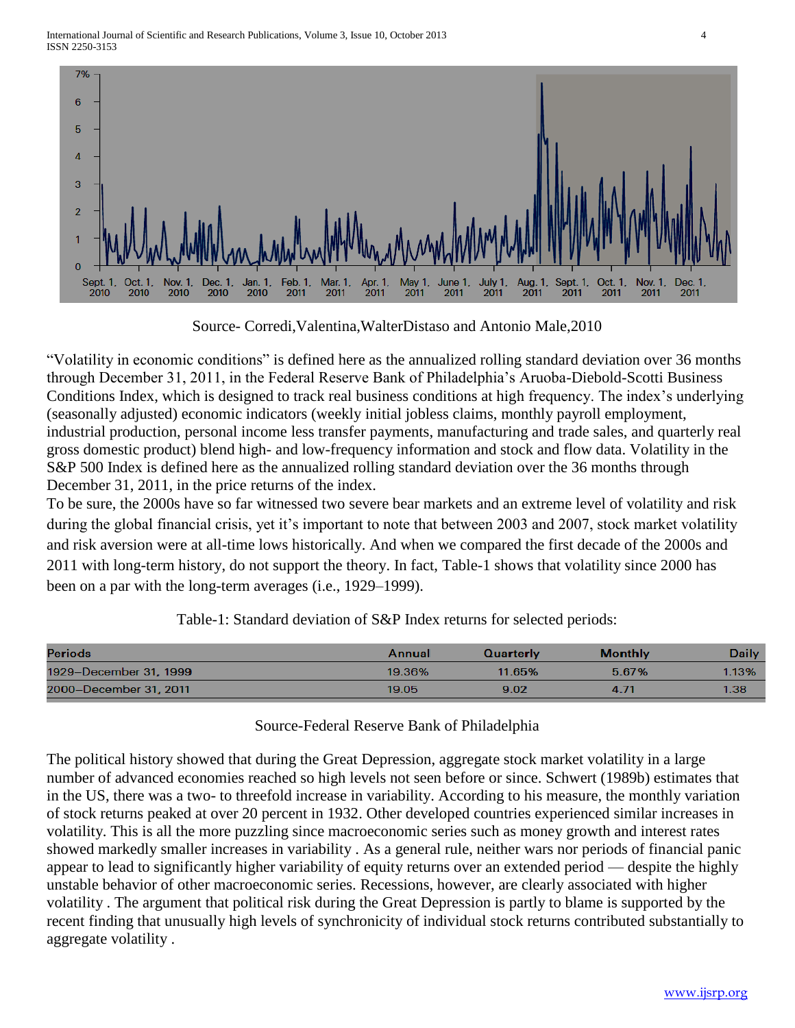Source- Corredi,Valentina,WalterDistaso and Antonio Male,2010

"Volatility in economic conditions" is defined here as the annualized rolling standard deviation over 36 months through December 31, 2011, in the Federal Reserve Bank of Philadelphia's Aruoba-Diebold-Scotti Business Conditions Index, which is designed to track real business conditions at high frequency. The index's underlying (seasonally adjusted) economic indicators (weekly initial jobless claims, monthly payroll employment, industrial production, personal income less transfer payments, manufacturing and trade sales, and quarterly real gross domestic product) blend high- and low-frequency information and stock and flow data. Volatility in the S&P 500 Index is defined here as the annualized rolling standard deviation over the 36 months through December 31, 2011, in the price returns of the index.

To be sure, the 2000s have so far witnessed two severe bear markets and an extreme level of volatility and risk during the global financial crisis, yet it's important to note that between 2003 and 2007, stock market volatility and risk aversion were at all-time lows historically. And when we compared the first decade of the 2000s and 2011 with long-term history, do not support the theory. In fact, Table-1 shows that volatility since 2000 has been on a par with the long-term averages (i.e., 1929–1999).

Table-1: Standard deviation of S&P Index returns for selected periods:

| Periods | Annual | Quarterly | Monthly | Daily |
|---|---|---|---|---|
| 1929–December 31, 1999 | 19.36% | 11.65% | 5.67% | 1.13% |
| 2000–December 31, 2011 | 19.05 | 9.02 | 4.71 | 1.38 |

Source-Federal Reserve Bank of Philadelphia

The political history showed that during the Great Depression, aggregate stock market volatility in a large number of advanced economies reached so high levels not seen before or since. Schwert (1989b) estimates that in the US, there was a two- to threefold increase in variability. According to his measure, the monthly variation of stock returns peaked at over 20 percent in 1932. Other developed countries experienced similar increases in volatility. This is all the more puzzling since macroeconomic series such as money growth and interest rates showed markedly smaller increases in variability . As a general rule, neither wars nor periods of financial panic appear to lead to significantly higher variability of equity returns over an extended period — despite the highly unstable behavior of other macroeconomic series. Recessions, however, are clearly associated with higher volatility . The argument that political risk during the Great Depression is partly to blame is supported by the recent finding that unusually high levels of synchronicity of individual stock returns contributed substantially to aggregate volatility .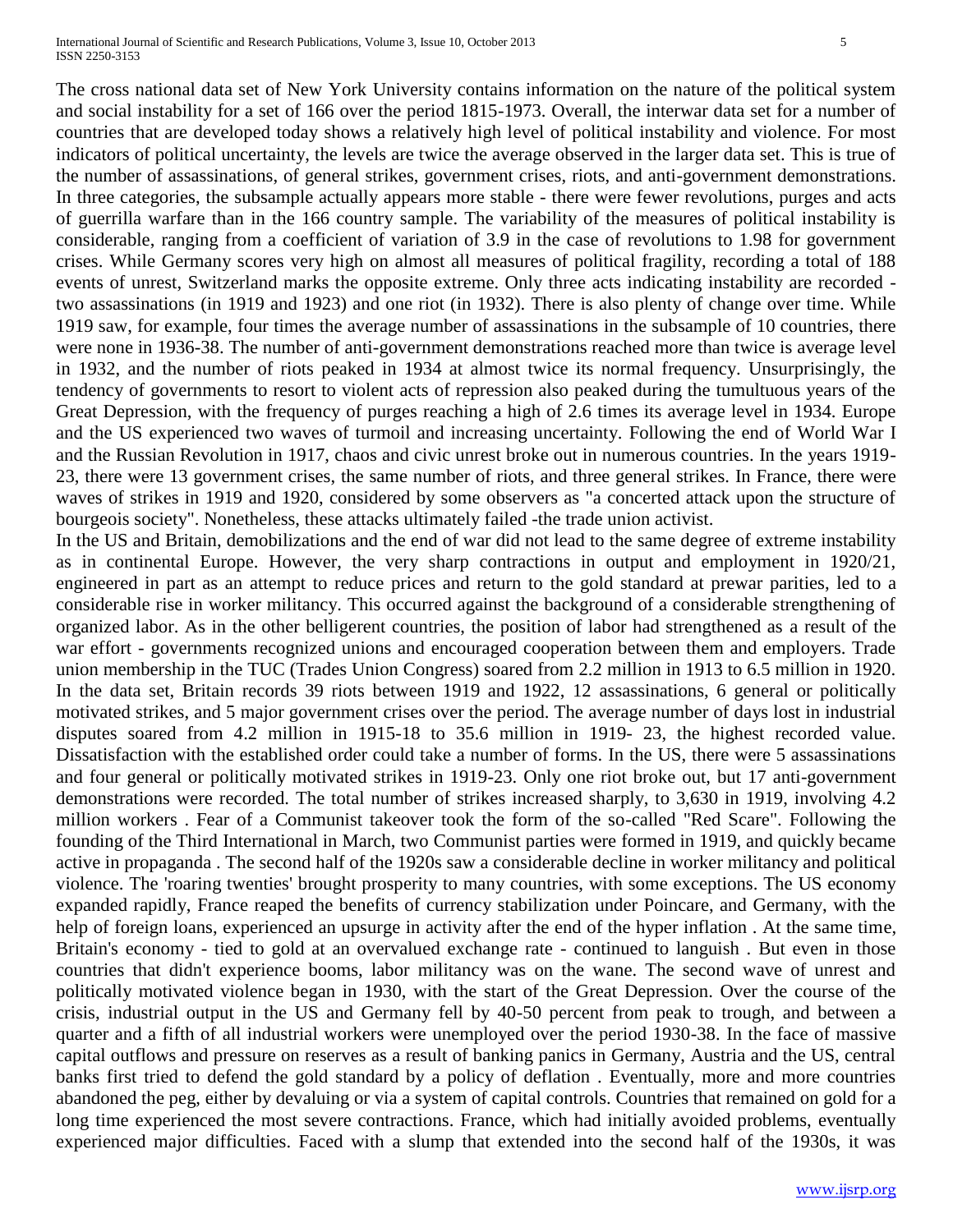The cross national data set of New York University contains information on the nature of the political system and social instability for a set of 166 over the period 1815-1973. Overall, the interwar data set for a number of countries that are developed today shows a relatively high level of political instability and violence. For most indicators of political uncertainty, the levels are twice the average observed in the larger data set. This is true of the number of assassinations, of general strikes, government crises, riots, and anti-government demonstrations. In three categories, the subsample actually appears more stable - there were fewer revolutions, purges and acts of guerrilla warfare than in the 166 country sample. The variability of the measures of political instability is considerable, ranging from a coefficient of variation of 3.9 in the case of revolutions to 1.98 for government crises. While Germany scores very high on almost all measures of political fragility, recording a total of 188 events of unrest, Switzerland marks the opposite extreme. Only three acts indicating instability are recorded - two assassinations (in 1919 and 1923) and one riot (in 1932). There is also plenty of change over time. While 1919 saw, for example, four times the average number of assassinations in the subsample of 10 countries, there were none in 1936-38. The number of anti-government demonstrations reached more than twice is average level in 1932, and the number of riots peaked in 1934 at almost twice its normal frequency. Unsurprisingly, the tendency of governments to resort to violent acts of repression also peaked during the tumultuous years of the Great Depression, with the frequency of purges reaching a high of 2.6 times its average level in 1934. Europe and the US experienced two waves of turmoil and increasing uncertainty. Following the end of World War I and the Russian Revolution in 1917, chaos and civic unrest broke out in numerous countries. In the years 1919-23, there were 13 government crises, the same number of riots, and three general strikes. In France, there were waves of strikes in 1919 and 1920, considered by some observers as "a concerted attack upon the structure of bourgeois society". Nonetheless, these attacks ultimately failed -the trade union activist.

In the US and Britain, demobilizations and the end of war did not lead to the same degree of extreme instability as in continental Europe. However, the very sharp contractions in output and employment in 1920/21, engineered in part as an attempt to reduce prices and return to the gold standard at prewar parities, led to a considerable rise in worker militancy. This occurred against the background of a considerable strengthening of organized labor. As in the other belligerent countries, the position of labor had strengthened as a result of the war effort - governments recognized unions and encouraged cooperation between them and employers. Trade union membership in the TUC (Trades Union Congress) soared from 2.2 million in 1913 to 6.5 million in 1920. In the data set, Britain records 39 riots between 1919 and 1922, 12 assassinations, 6 general or politically motivated strikes, and 5 major government crises over the period. The average number of days lost in industrial disputes soared from 4.2 million in 1915-18 to 35.6 million in 1919- 23, the highest recorded value. Dissatisfaction with the established order could take a number of forms. In the US, there were 5 assassinations and four general or politically motivated strikes in 1919-23. Only one riot broke out, but 17 anti-government demonstrations were recorded. The total number of strikes increased sharply, to 3,630 in 1919, involving 4.2 million workers . Fear of a Communist takeover took the form of the so-called "Red Scare". Following the founding of the Third International in March, two Communist parties were formed in 1919, and quickly became active in propaganda . The second half of the 1920s saw a considerable decline in worker militancy and political violence. The 'roaring twenties' brought prosperity to many countries, with some exceptions. The US economy expanded rapidly, France reaped the benefits of currency stabilization under Poincare, and Germany, with the help of foreign loans, experienced an upsurge in activity after the end of the hyper inflation . At the same time, Britain's economy - tied to gold at an overvalued exchange rate - continued to languish . But even in those countries that didn't experience booms, labor militancy was on the wane. The second wave of unrest and politically motivated violence began in 1930, with the start of the Great Depression. Over the course of the crisis, industrial output in the US and Germany fell by 40-50 percent from peak to trough, and between a quarter and a fifth of all industrial workers were unemployed over the period 1930-38. In the face of massive capital outflows and pressure on reserves as a result of banking panics in Germany, Austria and the US, central banks first tried to defend the gold standard by a policy of deflation . Eventually, more and more countries abandoned the peg, either by devaluing or via a system of capital controls. Countries that remained on gold for a long time experienced the most severe contractions. France, which had initially avoided problems, eventually experienced major difficulties. Faced with a slump that extended into the second half of the 1930s, it was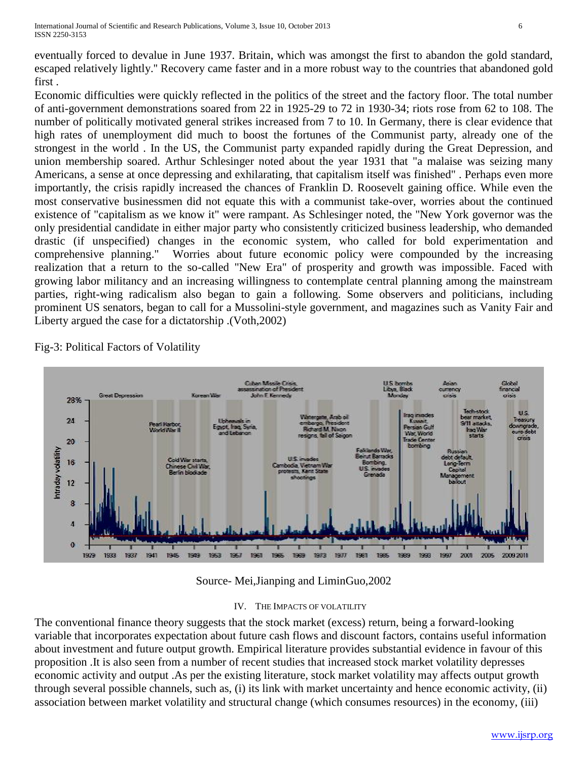eventually forced to devalue in June 1937. Britain, which was amongst the first to abandon the gold standard, escaped relatively lightly." Recovery came faster and in a more robust way to the countries that abandoned gold first .

Economic difficulties were quickly reflected in the politics of the street and the factory floor. The total number of anti-government demonstrations soared from 22 in 1925-29 to 72 in 1930-34; riots rose from 62 to 108. The number of politically motivated general strikes increased from 7 to 10. In Germany, there is clear evidence that high rates of unemployment did much to boost the fortunes of the Communist party, already one of the strongest in the world . In the US, the Communist party expanded rapidly during the Great Depression, and union membership soared. Arthur Schlesinger noted about the year 1931 that "a malaise was seizing many Americans, a sense at once depressing and exhilarating, that capitalism itself was finished" . Perhaps even more importantly, the crisis rapidly increased the chances of Franklin D. Roosevelt gaining office. While even the most conservative businessmen did not equate this with a communist take-over, worries about the continued existence of "capitalism as we know it" were rampant. As Schlesinger noted, the "New York governor was the only presidential candidate in either major party who consistently criticized business leadership, who demanded drastic (if unspecified) changes in the economic system, who called for bold experimentation and comprehensive planning." Worries about future economic policy were compounded by the increasing realization that a return to the so-called "New Era" of prosperity and growth was impossible. Faced with growing labor militancy and an increasing willingness to contemplate central planning among the mainstream parties, right-wing radicalism also began to gain a following. Some observers and politicians, including prominent US senators, began to call for a Mussolini-style government, and magazines such as Vanity Fair and Liberty argued the case for a dictatorship .(Voth,2002)

Fig-3: Political Factors of Volatility

Source- Mei,Jianping and LiminGuo,2002

## IV. THE IMPACTS OF VOLATILITY

The conventional finance theory suggests that the stock market (excess) return, being a forward-looking variable that incorporates expectation about future cash flows and discount factors, contains useful information about investment and future output growth. Empirical literature provides substantial evidence in favour of this proposition .It is also seen from a number of recent studies that increased stock market volatility depresses economic activity and output .As per the existing literature, stock market volatility may affects output growth through several possible channels, such as, (i) its link with market uncertainty and hence economic activity, (ii) association between market volatility and structural change (which consumes resources) in the economy, (iii)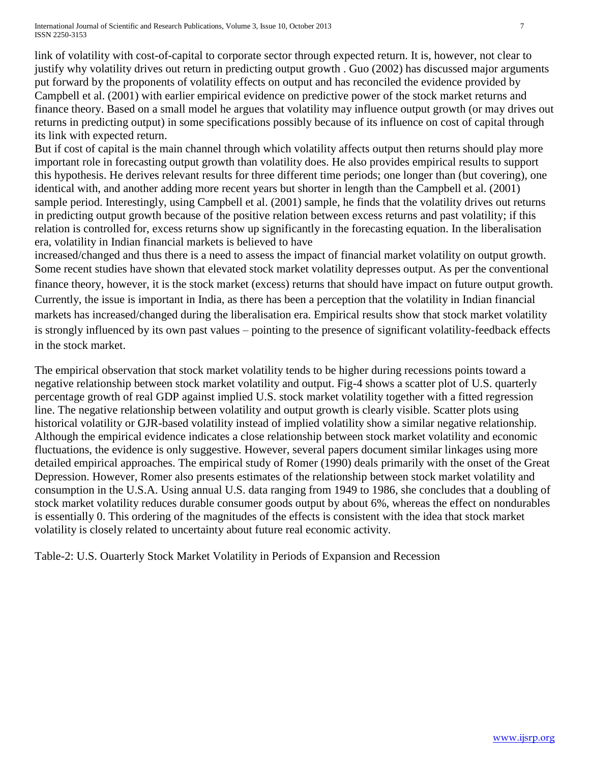link of volatility with cost-of-capital to corporate sector through expected return. It is, however, not clear to justify why volatility drives out return in predicting output growth . Guo (2002) has discussed major arguments put forward by the proponents of volatility effects on output and has reconciled the evidence provided by Campbell et al. (2001) with earlier empirical evidence on predictive power of the stock market returns and finance theory. Based on a small model he argues that volatility may influence output growth (or may drives out returns in predicting output) in some specifications possibly because of its influence on cost of capital through its link with expected return.

But if cost of capital is the main channel through which volatility affects output then returns should play more important role in forecasting output growth than volatility does. He also provides empirical results to support this hypothesis. He derives relevant results for three different time periods; one longer than (but covering), one identical with, and another adding more recent years but shorter in length than the Campbell et al. (2001) sample period. Interestingly, using Campbell et al. (2001) sample, he finds that the volatility drives out returns in predicting output growth because of the positive relation between excess returns and past volatility; if this relation is controlled for, excess returns show up significantly in the forecasting equation. In the liberalisation era, volatility in Indian financial markets is believed to have increased/changed and thus there is a need to assess the impact of financial market volatility on output growth. Some recent studies have shown that elevated stock market volatility depresses output. As per the conventional finance theory, however, it is the stock market (excess) returns that should have impact on future output growth. Currently, the issue is important in India, as there has been a perception that the volatility in Indian financial markets has increased/changed during the liberalisation era. Empirical results show that stock market volatility is strongly influenced by its own past values – pointing to the presence of significant volatility-feedback effects in the stock market.

The empirical observation that stock market volatility tends to be higher during recessions points toward a negative relationship between stock market volatility and output. Fig-4 shows a scatter plot of U.S. quarterly percentage growth of real GDP against implied U.S. stock market volatility together with a fitted regression line. The negative relationship between volatility and output growth is clearly visible. Scatter plots using historical volatility or GJR-based volatility instead of implied volatility show a similar negative relationship. Although the empirical evidence indicates a close relationship between stock market volatility and economic fluctuations, the evidence is only suggestive. However, several papers document similar linkages using more detailed empirical approaches. The empirical study of Romer (1990) deals primarily with the onset of the Great Depression. However, Romer also presents estimates of the relationship between stock market volatility and consumption in the U.S.A. Using annual U.S. data ranging from 1949 to 1986, she concludes that a doubling of stock market volatility reduces durable consumer goods output by about 6%, whereas the effect on nondurables is essentially 0. This ordering of the magnitudes of the effects is consistent with the idea that stock market volatility is closely related to uncertainty about future real economic activity.

Table-2: U.S. Ouarterly Stock Market Volatility in Periods of Expansion and Recession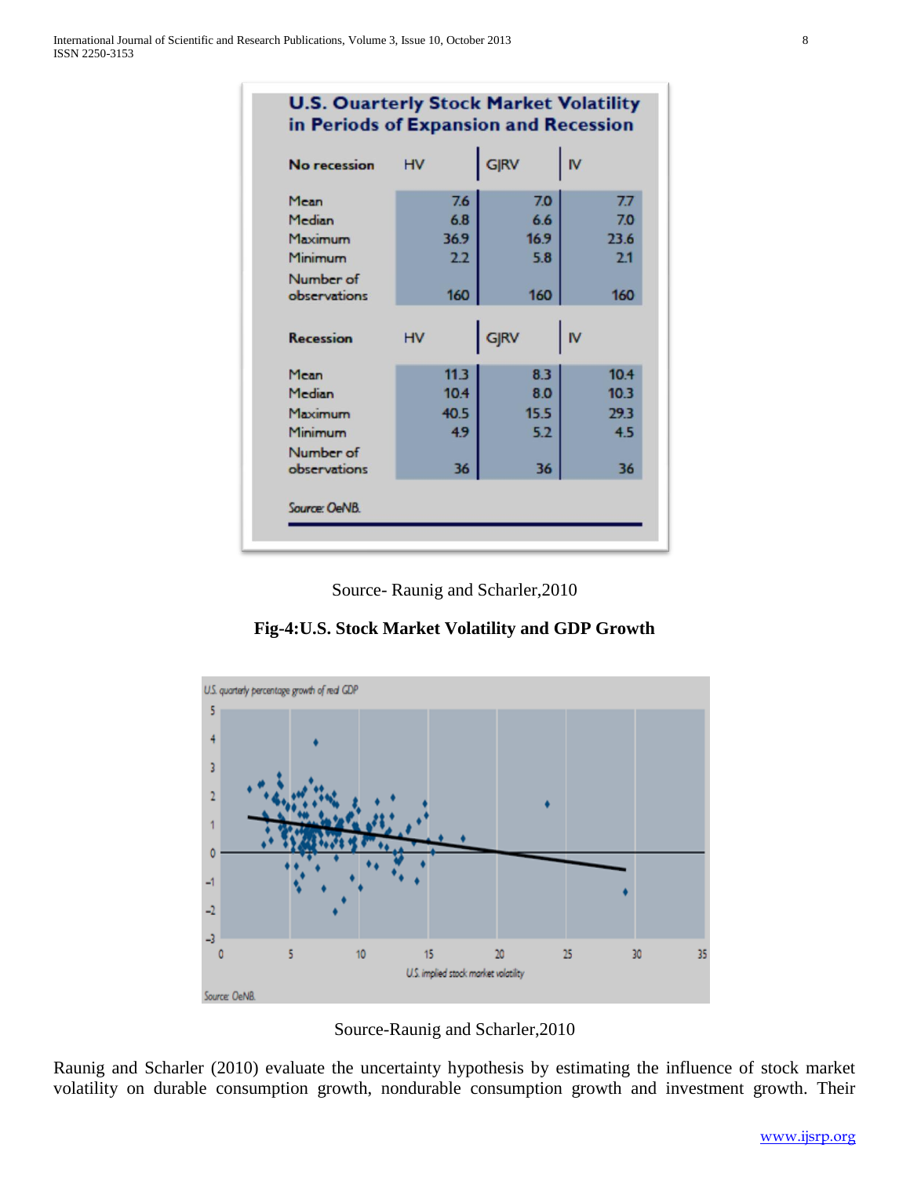**U.S. Quarterly Stock Market Volatility in Periods of Expansion and Recession**

| No recession | HV | GJRV | IV |
|---|---|---|---|
| Mean | 7.6 | 7.0 | 7.7 |
| Median | 6.8 | 6.6 | 7.0 |
| Maximum | 36.9 | 16.9 | 23.6 |
| Minimum | 2.2 | 5.8 | 2.1 |
| Number of observations | 160 | 160 | 160 |
| **Recession** | **HV** | **GJRV** | **IV** |
| Mean | 11.3 | 8.3 | 10.4 |
| Median | 10.4 | 8.0 | 10.3 |
| Maximum | 40.5 | 15.5 | 29.3 |
| Minimum | 4.9 | 5.2 | 4.5 |
| Number of observations | 36 | 36 | 36 |

Source: OeNB.

Source- Raunig and Scharler,2010

**Fig-4:U.S. Stock Market Volatility and GDP Growth**

Source-Raunig and Scharler,2010

Raunig and Scharler (2010) evaluate the uncertainty hypothesis by estimating the influence of stock market volatility on durable consumption growth, nondurable consumption growth and investment growth. Their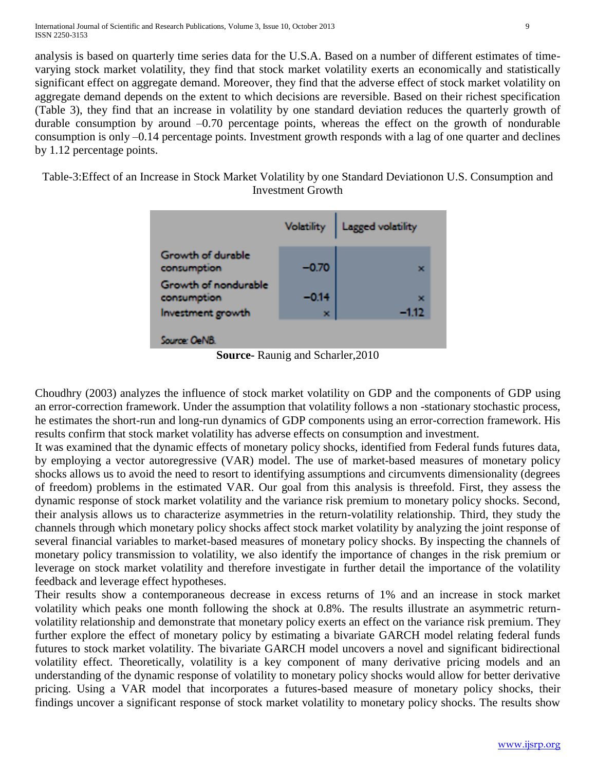analysis is based on quarterly time series data for the U.S.A. Based on a number of different estimates of time-varying stock market volatility, they find that stock market volatility exerts an economically and statistically significant effect on aggregate demand. Moreover, they find that the adverse effect of stock market volatility on aggregate demand depends on the extent to which decisions are reversible. Based on their richest specification (Table 3), they find that an increase in volatility by one standard deviation reduces the quarterly growth of durable consumption by around –0.70 percentage points, whereas the effect on the growth of nondurable consumption is only –0.14 percentage points. Investment growth responds with a lag of one quarter and declines by 1.12 percentage points.

Table-3:Effect of an Increase in Stock Market Volatility by one Standard Deviationon U.S. Consumption and Investment Growth

| | Volatility | Lagged volatility |
|---|---|---|
| Growth of durable consumption | –0.70 | × |
| Growth of nondurable consumption | –0.14 | × |
| Investment growth | × | –1.12 |

Source: OeNB.

**Source-** Raunig and Scharler,2010

Choudhry (2003) analyzes the influence of stock market volatility on GDP and the components of GDP using an error-correction framework. Under the assumption that volatility follows a non -stationary stochastic process, he estimates the short-run and long-run dynamics of GDP components using an error-correction framework. His results confirm that stock market volatility has adverse effects on consumption and investment.

It was examined that the dynamic effects of monetary policy shocks, identified from Federal funds futures data, by employing a vector autoregressive (VAR) model. The use of market-based measures of monetary policy shocks allows us to avoid the need to resort to identifying assumptions and circumvents dimensionality (degrees of freedom) problems in the estimated VAR. Our goal from this analysis is threefold. First, they assess the dynamic response of stock market volatility and the variance risk premium to monetary policy shocks. Second, their analysis allows us to characterize asymmetries in the return-volatility relationship. Third, they study the channels through which monetary policy shocks affect stock market volatility by analyzing the joint response of several financial variables to market-based measures of monetary policy shocks. By inspecting the channels of monetary policy transmission to volatility, we also identify the importance of changes in the risk premium or leverage on stock market volatility and therefore investigate in further detail the importance of the volatility feedback and leverage effect hypotheses.

Their results show a contemporaneous decrease in excess returns of 1% and an increase in stock market volatility which peaks one month following the shock at 0.8%. The results illustrate an asymmetric return-volatility relationship and demonstrate that monetary policy exerts an effect on the variance risk premium. They further explore the effect of monetary policy by estimating a bivariate GARCH model relating federal funds futures to stock market volatility. The bivariate GARCH model uncovers a novel and significant bidirectional volatility effect. Theoretically, volatility is a key component of many derivative pricing models and an understanding of the dynamic response of volatility to monetary policy shocks would allow for better derivative pricing. Using a VAR model that incorporates a futures-based measure of monetary policy shocks, their findings uncover a significant response of stock market volatility to monetary policy shocks. The results show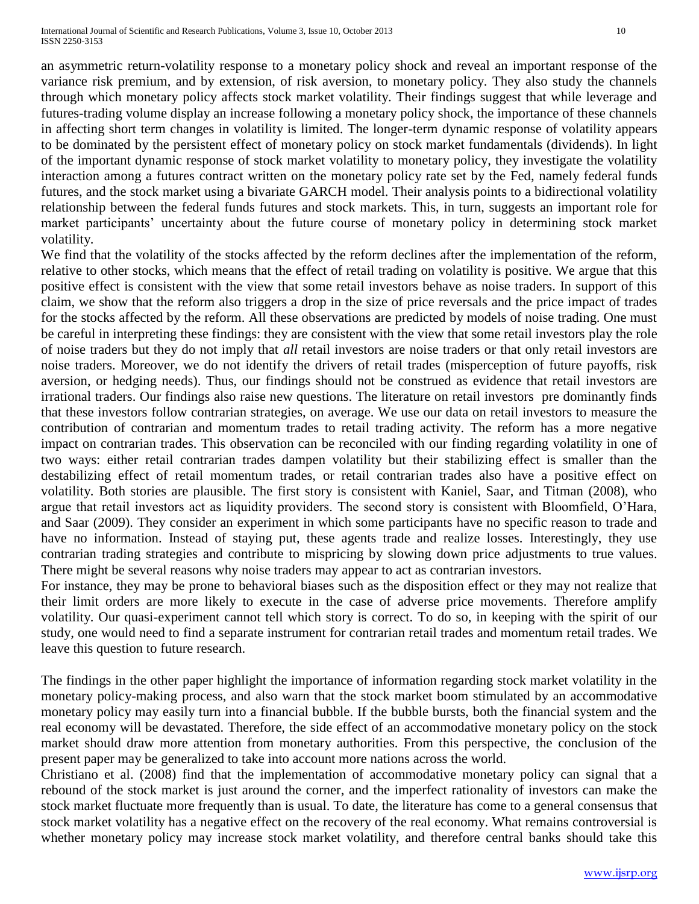an asymmetric return-volatility response to a monetary policy shock and reveal an important response of the variance risk premium, and by extension, of risk aversion, to monetary policy. They also study the channels through which monetary policy affects stock market volatility. Their findings suggest that while leverage and futures-trading volume display an increase following a monetary policy shock, the importance of these channels in affecting short term changes in volatility is limited. The longer-term dynamic response of volatility appears to be dominated by the persistent effect of monetary policy on stock market fundamentals (dividends). In light of the important dynamic response of stock market volatility to monetary policy, they investigate the volatility interaction among a futures contract written on the monetary policy rate set by the Fed, namely federal funds futures, and the stock market using a bivariate GARCH model. Their analysis points to a bidirectional volatility relationship between the federal funds futures and stock markets. This, in turn, suggests an important role for market participants' uncertainty about the future course of monetary policy in determining stock market volatility.

We find that the volatility of the stocks affected by the reform declines after the implementation of the reform, relative to other stocks, which means that the effect of retail trading on volatility is positive. We argue that this positive effect is consistent with the view that some retail investors behave as noise traders. In support of this claim, we show that the reform also triggers a drop in the size of price reversals and the price impact of trades for the stocks affected by the reform. All these observations are predicted by models of noise trading. One must be careful in interpreting these findings: they are consistent with the view that some retail investors play the role of noise traders but they do not imply that *all* retail investors are noise traders or that only retail investors are noise traders. Moreover, we do not identify the drivers of retail trades (misperception of future payoffs, risk aversion, or hedging needs). Thus, our findings should not be construed as evidence that retail investors are irrational traders. Our findings also raise new questions. The literature on retail investors pre dominantly finds that these investors follow contrarian strategies, on average. We use our data on retail investors to measure the contribution of contrarian and momentum trades to retail trading activity. The reform has a more negative impact on contrarian trades. This observation can be reconciled with our finding regarding volatility in one of two ways: either retail contrarian trades dampen volatility but their stabilizing effect is smaller than the destabilizing effect of retail momentum trades, or retail contrarian trades also have a positive effect on volatility. Both stories are plausible. The first story is consistent with Kaniel, Saar, and Titman (2008), who argue that retail investors act as liquidity providers. The second story is consistent with Bloomfield, O'Hara, and Saar (2009). They consider an experiment in which some participants have no specific reason to trade and have no information. Instead of staying put, these agents trade and realize losses. Interestingly, they use contrarian trading strategies and contribute to mispricing by slowing down price adjustments to true values. There might be several reasons why noise traders may appear to act as contrarian investors.

For instance, they may be prone to behavioral biases such as the disposition effect or they may not realize that their limit orders are more likely to execute in the case of adverse price movements. Therefore amplify volatility. Our quasi-experiment cannot tell which story is correct. To do so, in keeping with the spirit of our study, one would need to find a separate instrument for contrarian retail trades and momentum retail trades. We leave this question to future research.

The findings in the other paper highlight the importance of information regarding stock market volatility in the monetary policy-making process, and also warn that the stock market boom stimulated by an accommodative monetary policy may easily turn into a financial bubble. If the bubble bursts, both the financial system and the real economy will be devastated. Therefore, the side effect of an accommodative monetary policy on the stock market should draw more attention from monetary authorities. From this perspective, the conclusion of the present paper may be generalized to take into account more nations across the world.

Christiano et al. (2008) find that the implementation of accommodative monetary policy can signal that a rebound of the stock market is just around the corner, and the imperfect rationality of investors can make the stock market fluctuate more frequently than is usual. To date, the literature has come to a general consensus that stock market volatility has a negative effect on the recovery of the real economy. What remains controversial is whether monetary policy may increase stock market volatility, and therefore central banks should take this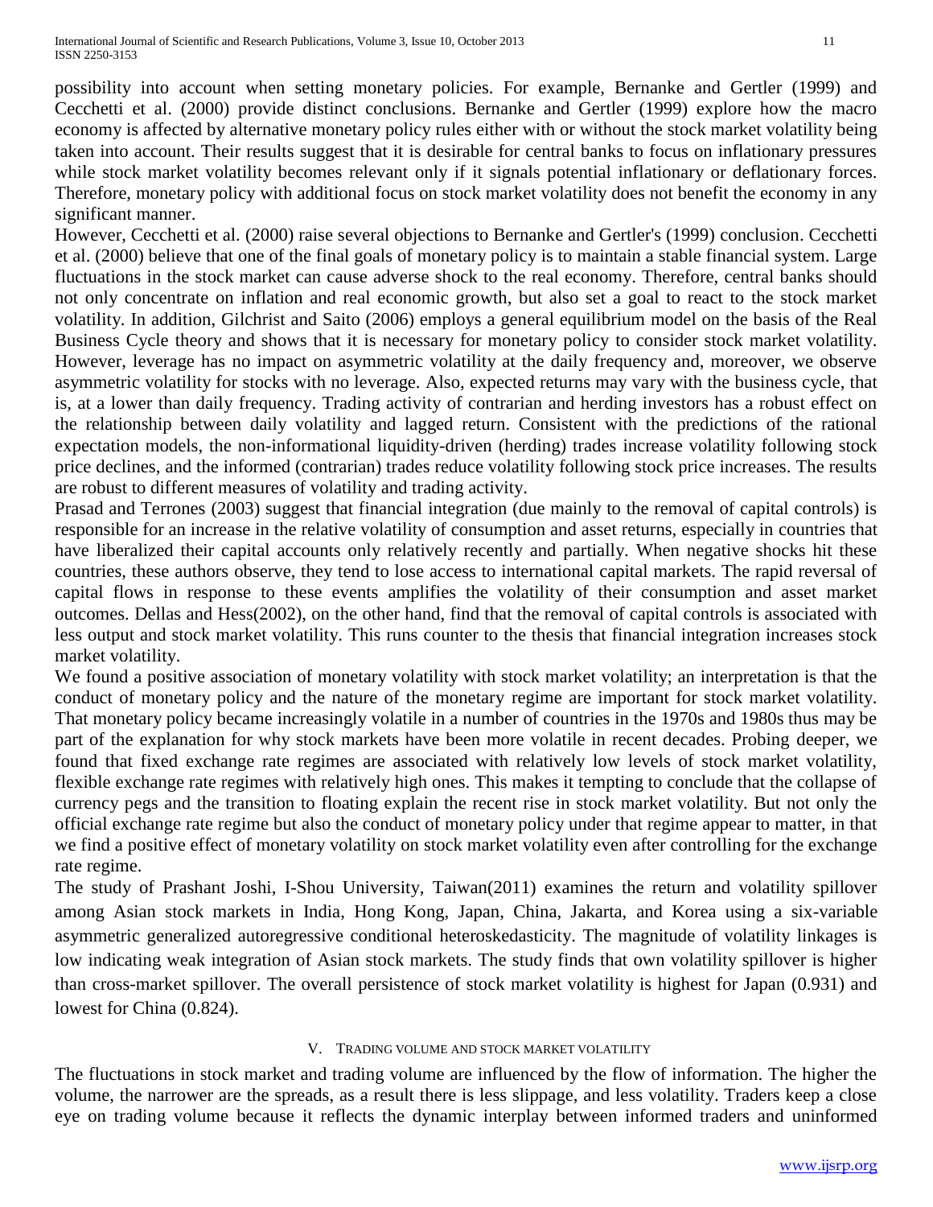possibility into account when setting monetary policies. For example, Bernanke and Gertler (1999) and Cecchetti et al. (2000) provide distinct conclusions. Bernanke and Gertler (1999) explore how the macro economy is affected by alternative monetary policy rules either with or without the stock market volatility being taken into account. Their results suggest that it is desirable for central banks to focus on inflationary pressures while stock market volatility becomes relevant only if it signals potential inflationary or deflationary forces. Therefore, monetary policy with additional focus on stock market volatility does not benefit the economy in any significant manner.

However, Cecchetti et al. (2000) raise several objections to Bernanke and Gertler's (1999) conclusion. Cecchetti et al. (2000) believe that one of the final goals of monetary policy is to maintain a stable financial system. Large fluctuations in the stock market can cause adverse shock to the real economy. Therefore, central banks should not only concentrate on inflation and real economic growth, but also set a goal to react to the stock market volatility. In addition, Gilchrist and Saito (2006) employs a general equilibrium model on the basis of the Real Business Cycle theory and shows that it is necessary for monetary policy to consider stock market volatility. However, leverage has no impact on asymmetric volatility at the daily frequency and, moreover, we observe asymmetric volatility for stocks with no leverage. Also, expected returns may vary with the business cycle, that is, at a lower than daily frequency. Trading activity of contrarian and herding investors has a robust effect on the relationship between daily volatility and lagged return. Consistent with the predictions of the rational expectation models, the non-informational liquidity-driven (herding) trades increase volatility following stock price declines, and the informed (contrarian) trades reduce volatility following stock price increases. The results are robust to different measures of volatility and trading activity.

Prasad and Terrones (2003) suggest that financial integration (due mainly to the removal of capital controls) is responsible for an increase in the relative volatility of consumption and asset returns, especially in countries that have liberalized their capital accounts only relatively recently and partially. When negative shocks hit these countries, these authors observe, they tend to lose access to international capital markets. The rapid reversal of capital flows in response to these events amplifies the volatility of their consumption and asset market outcomes. Dellas and Hess(2002), on the other hand, find that the removal of capital controls is associated with less output and stock market volatility. This runs counter to the thesis that financial integration increases stock market volatility.

We found a positive association of monetary volatility with stock market volatility; an interpretation is that the conduct of monetary policy and the nature of the monetary regime are important for stock market volatility. That monetary policy became increasingly volatile in a number of countries in the 1970s and 1980s thus may be part of the explanation for why stock markets have been more volatile in recent decades. Probing deeper, we found that fixed exchange rate regimes are associated with relatively low levels of stock market volatility, flexible exchange rate regimes with relatively high ones. This makes it tempting to conclude that the collapse of currency pegs and the transition to floating explain the recent rise in stock market volatility. But not only the official exchange rate regime but also the conduct of monetary policy under that regime appear to matter, in that we find a positive effect of monetary volatility on stock market volatility even after controlling for the exchange rate regime.

The study of Prashant Joshi, I-Shou University, Taiwan(2011) examines the return and volatility spillover among Asian stock markets in India, Hong Kong, Japan, China, Jakarta, and Korea using a six-variable asymmetric generalized autoregressive conditional heteroskedasticity. The magnitude of volatility linkages is low indicating weak integration of Asian stock markets. The study finds that own volatility spillover is higher than cross-market spillover. The overall persistence of stock market volatility is highest for Japan (0.931) and lowest for China (0.824).

## V. Trading Volume and Stock Market Volatility

The fluctuations in stock market and trading volume are influenced by the flow of information. The higher the volume, the narrower are the spreads, as a result there is less slippage, and less volatility. Traders keep a close eye on trading volume because it reflects the dynamic interplay between informed traders and uninformed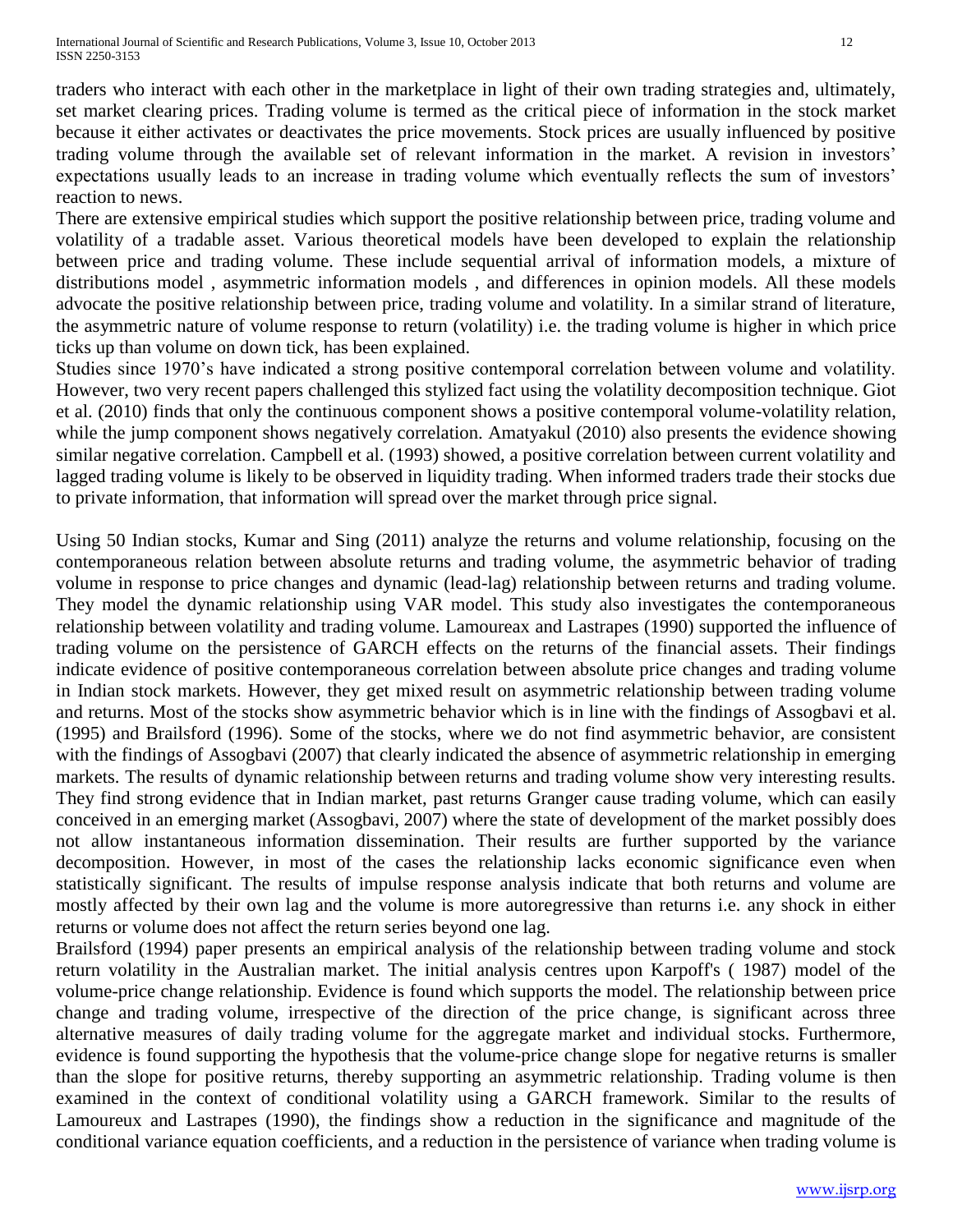traders who interact with each other in the marketplace in light of their own trading strategies and, ultimately, set market clearing prices. Trading volume is termed as the critical piece of information in the stock market because it either activates or deactivates the price movements. Stock prices are usually influenced by positive trading volume through the available set of relevant information in the market. A revision in investors' expectations usually leads to an increase in trading volume which eventually reflects the sum of investors' reaction to news.

There are extensive empirical studies which support the positive relationship between price, trading volume and volatility of a tradable asset. Various theoretical models have been developed to explain the relationship between price and trading volume. These include sequential arrival of information models, a mixture of distributions model , asymmetric information models , and differences in opinion models. All these models advocate the positive relationship between price, trading volume and volatility. In a similar strand of literature, the asymmetric nature of volume response to return (volatility) i.e. the trading volume is higher in which price ticks up than volume on down tick, has been explained.

Studies since 1970's have indicated a strong positive contemporal correlation between volume and volatility. However, two very recent papers challenged this stylized fact using the volatility decomposition technique. Giot et al. (2010) finds that only the continuous component shows a positive contemporal volume-volatility relation, while the jump component shows negatively correlation. Amatyakul (2010) also presents the evidence showing similar negative correlation. Campbell et al. (1993) showed, a positive correlation between current volatility and lagged trading volume is likely to be observed in liquidity trading. When informed traders trade their stocks due to private information, that information will spread over the market through price signal.

Using 50 Indian stocks, Kumar and Sing (2011) analyze the returns and volume relationship, focusing on the contemporaneous relation between absolute returns and trading volume, the asymmetric behavior of trading volume in response to price changes and dynamic (lead-lag) relationship between returns and trading volume. They model the dynamic relationship using VAR model. This study also investigates the contemporaneous relationship between volatility and trading volume. Lamoureax and Lastrapes (1990) supported the influence of trading volume on the persistence of GARCH effects on the returns of the financial assets. Their findings indicate evidence of positive contemporaneous correlation between absolute price changes and trading volume in Indian stock markets. However, they get mixed result on asymmetric relationship between trading volume and returns. Most of the stocks show asymmetric behavior which is in line with the findings of Assogbavi et al. (1995) and Brailsford (1996). Some of the stocks, where we do not find asymmetric behavior, are consistent with the findings of Assogbavi (2007) that clearly indicated the absence of asymmetric relationship in emerging markets. The results of dynamic relationship between returns and trading volume show very interesting results. They find strong evidence that in Indian market, past returns Granger cause trading volume, which can easily conceived in an emerging market (Assogbavi, 2007) where the state of development of the market possibly does not allow instantaneous information dissemination. Their results are further supported by the variance decomposition. However, in most of the cases the relationship lacks economic significance even when statistically significant. The results of impulse response analysis indicate that both returns and volume are mostly affected by their own lag and the volume is more autoregressive than returns i.e. any shock in either returns or volume does not affect the return series beyond one lag.

Brailsford (1994) paper presents an empirical analysis of the relationship between trading volume and stock return volatility in the Australian market. The initial analysis centres upon Karpoff's ( 1987) model of the volume-price change relationship. Evidence is found which supports the model. The relationship between price change and trading volume, irrespective of the direction of the price change, is significant across three alternative measures of daily trading volume for the aggregate market and individual stocks. Furthermore, evidence is found supporting the hypothesis that the volume-price change slope for negative returns is smaller than the slope for positive returns, thereby supporting an asymmetric relationship. Trading volume is then examined in the context of conditional volatility using a GARCH framework. Similar to the results of Lamoureux and Lastrapes (1990), the findings show a reduction in the significance and magnitude of the conditional variance equation coefficients, and a reduction in the persistence of variance when trading volume is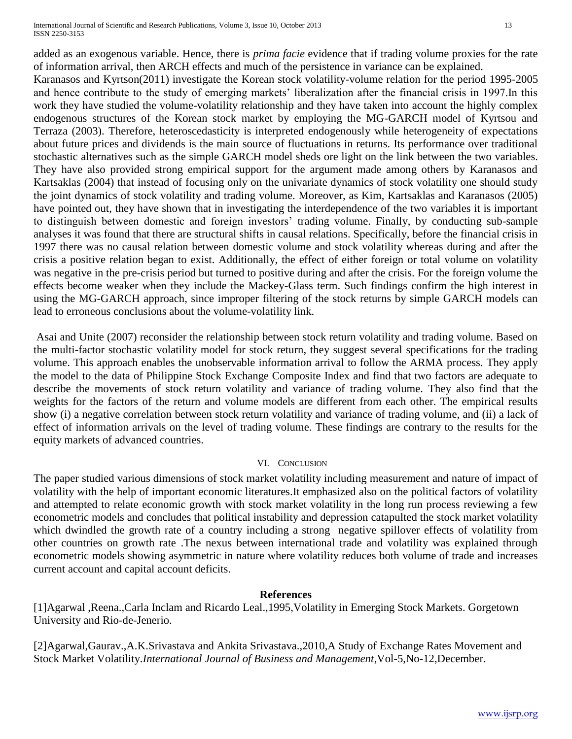added as an exogenous variable. Hence, there is *prima facie* evidence that if trading volume proxies for the rate of information arrival, then ARCH effects and much of the persistence in variance can be explained.
Karanasos and Kyrtson(2011) investigate the Korean stock volatility-volume relation for the period 1995-2005 and hence contribute to the study of emerging markets' liberalization after the financial crisis in 1997.In this work they have studied the volume-volatility relationship and they have taken into account the highly complex endogenous structures of the Korean stock market by employing the MG-GARCH model of Kyrtsou and Terraza (2003). Therefore, heteroscedasticity is interpreted endogenously while heterogeneity of expectations about future prices and dividends is the main source of fluctuations in returns. Its performance over traditional stochastic alternatives such as the simple GARCH model sheds ore light on the link between the two variables. They have also provided strong empirical support for the argument made among others by Karanasos and Kartsaklas (2004) that instead of focusing only on the univariate dynamics of stock volatility one should study the joint dynamics of stock volatility and trading volume. Moreover, as Kim, Kartsaklas and Karanasos (2005) have pointed out, they have shown that in investigating the interdependence of the two variables it is important to distinguish between domestic and foreign investors' trading volume. Finally, by conducting sub-sample analyses it was found that there are structural shifts in causal relations. Specifically, before the financial crisis in 1997 there was no causal relation between domestic volume and stock volatility whereas during and after the crisis a positive relation began to exist. Additionally, the effect of either foreign or total volume on volatility was negative in the pre-crisis period but turned to positive during and after the crisis. For the foreign volume the effects become weaker when they include the Mackey-Glass term. Such findings confirm the high interest in using the MG-GARCH approach, since improper filtering of the stock returns by simple GARCH models can lead to erroneous conclusions about the volume-volatility link.

Asai and Unite (2007) reconsider the relationship between stock return volatility and trading volume. Based on the multi-factor stochastic volatility model for stock return, they suggest several specifications for the trading volume. This approach enables the unobservable information arrival to follow the ARMA process. They apply the model to the data of Philippine Stock Exchange Composite Index and find that two factors are adequate to describe the movements of stock return volatility and variance of trading volume. They also find that the weights for the factors of the return and volume models are different from each other. The empirical results show (i) a negative correlation between stock return volatility and variance of trading volume, and (ii) a lack of effect of information arrivals on the level of trading volume. These findings are contrary to the results for the equity markets of advanced countries.

## VI. Conclusion

The paper studied various dimensions of stock market volatility including measurement and nature of impact of volatility with the help of important economic literatures.It emphasized also on the political factors of volatility and attempted to relate economic growth with stock market volatility in the long run process reviewing a few econometric models and concludes that political instability and depression catapulted the stock market volatility which dwindled the growth rate of a country including a strong negative spillover effects of volatility from other countries on growth rate .The nexus between international trade and volatility was explained through econometric models showing asymmetric in nature where volatility reduces both volume of trade and increases current account and capital account deficits.

## References

[1]Agarwal ,Reena.,Carla Inclam and Ricardo Leal.,1995,Volatility in Emerging Stock Markets. Gorgetown University and Rio-de-Jenerio.

[2]Agarwal,Gaurav.,A.K.Srivastava and Ankita Srivastava.,2010,A Study of Exchange Rates Movement and Stock Market Volatility.*International Journal of Business and Management*,Vol-5,No-12,December.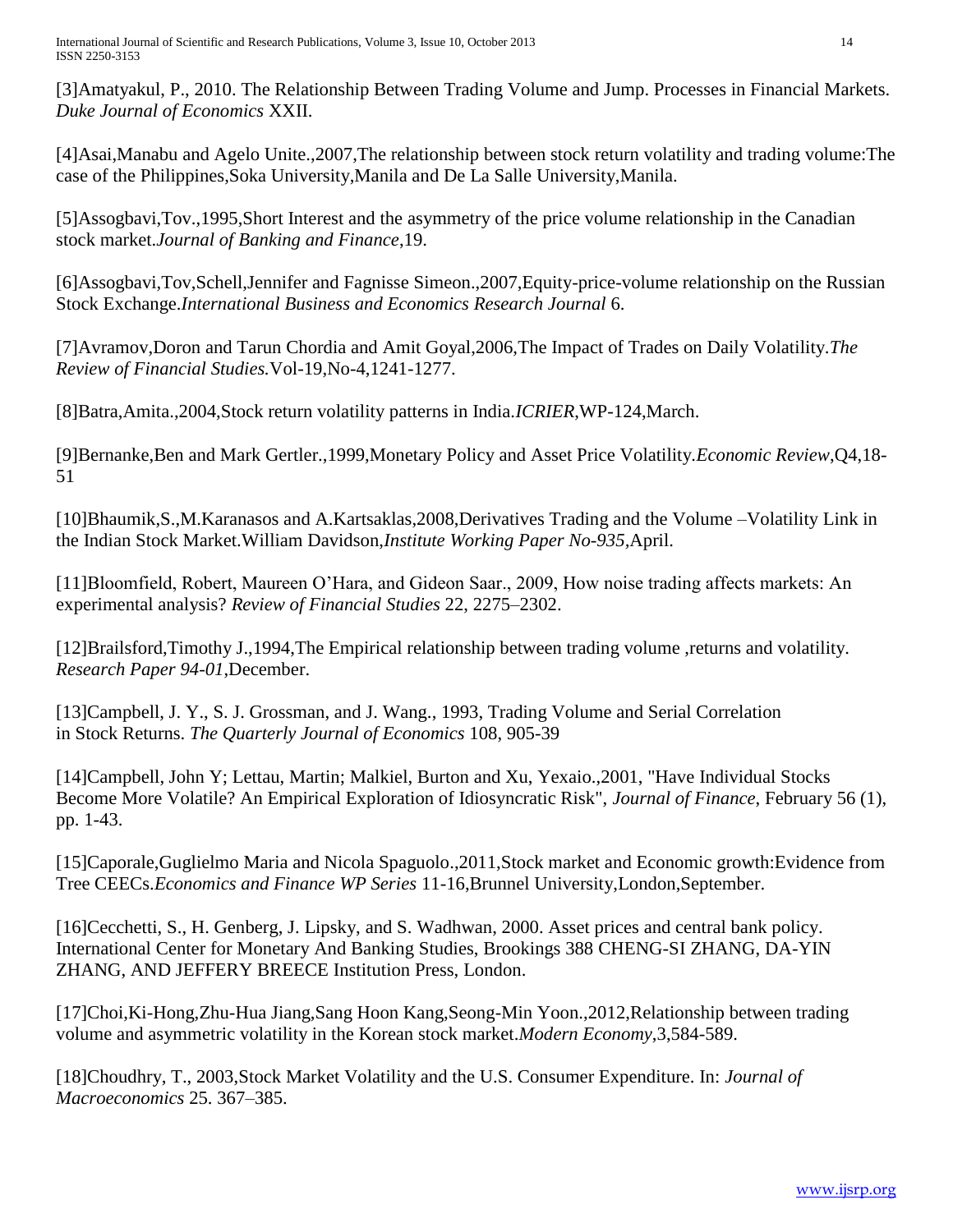[3]Amatyakul, P., 2010. The Relationship Between Trading Volume and Jump. Processes in Financial Markets. *Duke Journal of Economics* XXII.

[4]Asai,Manabu and Agelo Unite.,2007,The relationship between stock return volatility and trading volume:The case of the Philippines,Soka University,Manila and De La Salle University,Manila.

[5]Assogbavi,Tov.,1995,Short Interest and the asymmetry of the price volume relationship in the Canadian stock market.*Journal of Banking and Finance*,19.

[6]Assogbavi,Tov,Schell,Jennifer and Fagnisse Simeon.,2007,Equity-price-volume relationship on the Russian Stock Exchange.*International Business and Economics Research Journal* 6.

[7]Avramov,Doron and Tarun Chordia and Amit Goyal,2006,The Impact of Trades on Daily Volatility.*The Review of Financial Studies.*Vol-19,No-4,1241-1277.

[8]Batra,Amita.,2004,Stock return volatility patterns in India.*ICRIER*,WP-124,March.

[9]Bernanke,Ben and Mark Gertler.,1999,Monetary Policy and Asset Price Volatility.*Economic Review*,Q4,18-51

[10]Bhaumik,S.,M.Karanasos and A.Kartsaklas,2008,Derivatives Trading and the Volume –Volatility Link in the Indian Stock Market.William Davidson,*Institute Working Paper No-935*,April.

[11]Bloomfield, Robert, Maureen O'Hara, and Gideon Saar., 2009, How noise trading affects markets: An experimental analysis? *Review of Financial Studies* 22, 2275–2302.

[12]Brailsford,Timothy J.,1994,The Empirical relationship between trading volume ,returns and volatility. *Research Paper 94-01*,December.

[13]Campbell, J. Y., S. J. Grossman, and J. Wang., 1993, Trading Volume and Serial Correlation in Stock Returns. *The Quarterly Journal of Economics* 108, 905-39

[14]Campbell, John Y; Lettau, Martin; Malkiel, Burton and Xu, Yexaio.,2001, "Have Individual Stocks Become More Volatile? An Empirical Exploration of Idiosyncratic Risk", *Journal of Finance*, February 56 (1), pp. 1-43.

[15]Caporale,Guglielmo Maria and Nicola Spaguolo.,2011,Stock market and Economic growth:Evidence from Tree CEECs.*Economics and Finance WP Series* 11-16,Brunnel University,London,September.

[16]Cecchetti, S., H. Genberg, J. Lipsky, and S. Wadhwan, 2000. Asset prices and central bank policy. International Center for Monetary And Banking Studies, Brookings 388 CHENG-SI ZHANG, DA-YIN ZHANG, AND JEFFERY BREECE Institution Press, London.

[17]Choi,Ki-Hong,Zhu-Hua Jiang,Sang Hoon Kang,Seong-Min Yoon.,2012,Relationship between trading volume and asymmetric volatility in the Korean stock market.*Modern Economy*,3,584-589.

[18]Choudhry, T., 2003,Stock Market Volatility and the U.S. Consumer Expenditure. In: *Journal of Macroeconomics* 25. 367–385.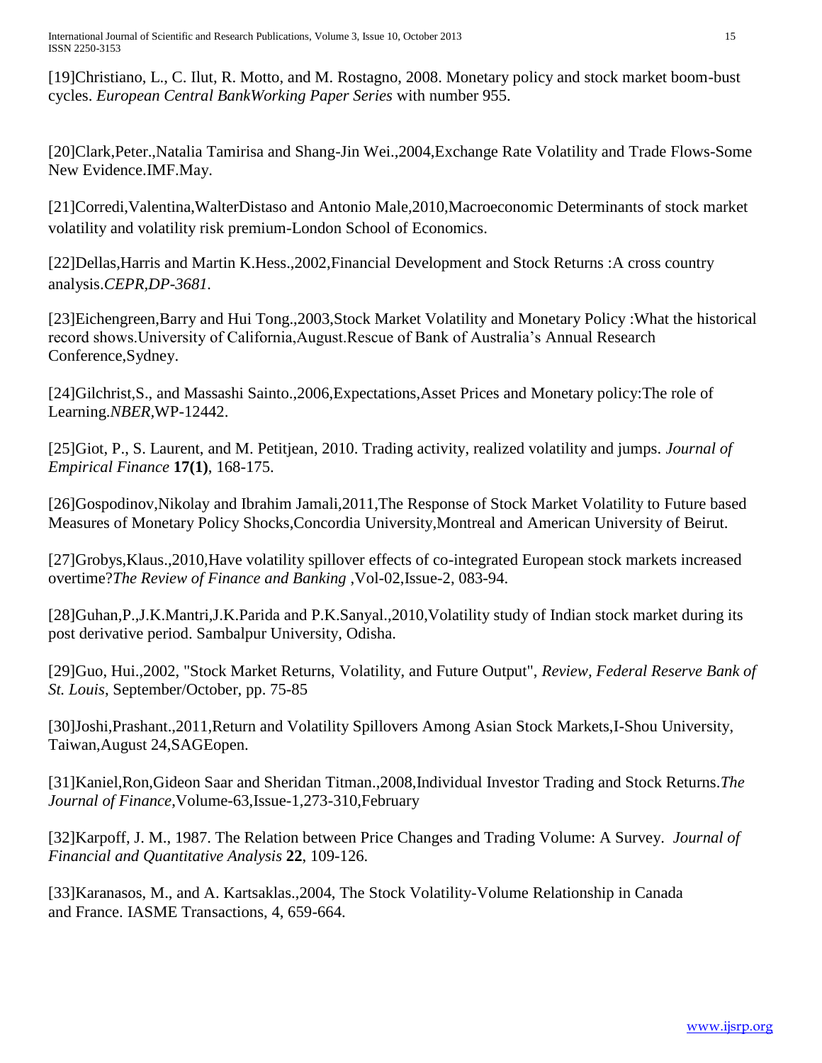[19]Christiano, L., C. Ilut, R. Motto, and M. Rostagno, 2008. Monetary policy and stock market boom-bust cycles. *European Central BankWorking Paper Series* with number 955.

[20]Clark,Peter.,Natalia Tamirisa and Shang-Jin Wei.,2004,Exchange Rate Volatility and Trade Flows-Some New Evidence.IMF.May.

[21]Corredi,Valentina,WalterDistaso and Antonio Male,2010,Macroeconomic Determinants of stock market volatility and volatility risk premium-London School of Economics.

[22]Dellas,Harris and Martin K.Hess.,2002,Financial Development and Stock Returns :A cross country analysis.*CEPR,DP-3681.*

[23]Eichengreen,Barry and Hui Tong.,2003,Stock Market Volatility and Monetary Policy :What the historical record shows.University of California,August.Rescue of Bank of Australia's Annual Research Conference,Sydney.

[24]Gilchrist,S., and Massashi Sainto.,2006,Expectations,Asset Prices and Monetary policy:The role of Learning.*NBER*,WP-12442.

[25]Giot, P., S. Laurent, and M. Petitjean, 2010. Trading activity, realized volatility and jumps. *Journal of Empirical Finance* **17(1)**, 168-175.

[26]Gospodinov,Nikolay and Ibrahim Jamali,2011,The Response of Stock Market Volatility to Future based Measures of Monetary Policy Shocks,Concordia University,Montreal and American University of Beirut.

[27]Grobys,Klaus.,2010,Have volatility spillover effects of co-integrated European stock markets increased overtime?*The Review of Finance and Banking* ,Vol-02,Issue-2, 083-94.

[28]Guhan,P.,J.K.Mantri,J.K.Parida and P.K.Sanyal.,2010,Volatility study of Indian stock market during its post derivative period. Sambalpur University, Odisha.

[29]Guo, Hui.,2002, "Stock Market Returns, Volatility, and Future Output", *Review, Federal Reserve Bank of St. Louis*, September/October, pp. 75-85

[30]Joshi,Prashant.,2011,Return and Volatility Spillovers Among Asian Stock Markets,I-Shou University, Taiwan,August 24,SAGEopen.

[31]Kaniel,Ron,Gideon Saar and Sheridan Titman.,2008,Individual Investor Trading and Stock Returns.*The Journal of Finance*,Volume-63,Issue-1,273-310,February

[32]Karpoff, J. M., 1987. The Relation between Price Changes and Trading Volume: A Survey. *Journal of Financial and Quantitative Analysis* **22**, 109-126.

[33]Karanasos, M., and A. Kartsaklas.,2004, The Stock Volatility-Volume Relationship in Canada and France. IASME Transactions, 4, 659-664.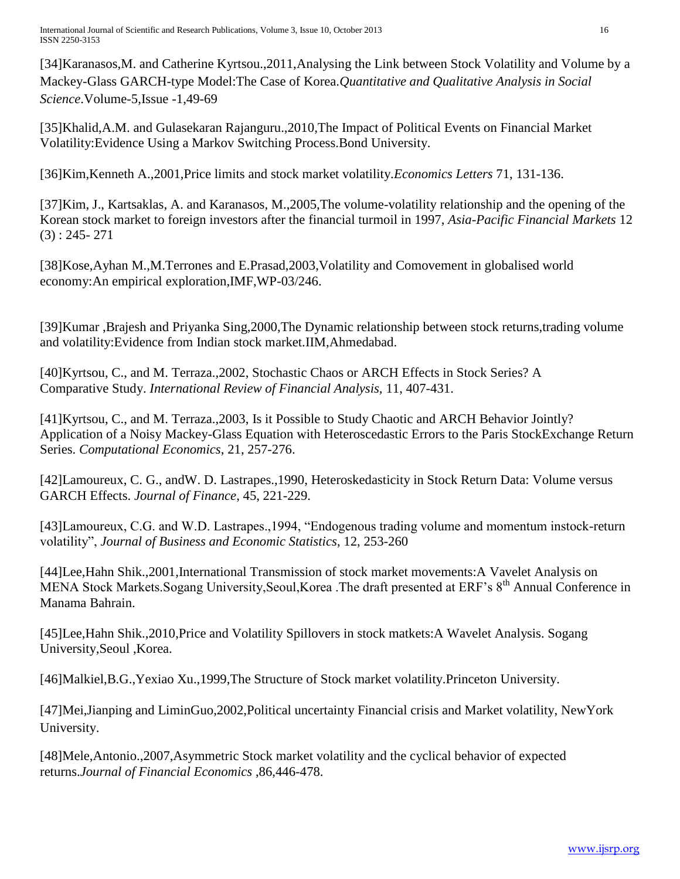[34]Karanasos,M. and Catherine Kyrtsou.,2011,Analysing the Link between Stock Volatility and Volume by a Mackey-Glass GARCH-type Model:The Case of Korea.*Quantitative and Qualitative Analysis in Social Science*.Volume-5,Issue -1,49-69

[35]Khalid,A.M. and Gulasekaran Rajanguru.,2010,The Impact of Political Events on Financial Market Volatility:Evidence Using a Markov Switching Process.Bond University.

[36]Kim,Kenneth A.,2001,Price limits and stock market volatility.*Economics Letters* 71, 131-136.

[37]Kim, J., Kartsaklas, A. and Karanasos, M.,2005,The volume-volatility relationship and the opening of the Korean stock market to foreign investors after the financial turmoil in 1997, *Asia-Pacific Financial Markets* 12 (3) : 245- 271

[38]Kose,Ayhan M.,M.Terrones and E.Prasad,2003,Volatility and Comovement in globalised world economy:An empirical exploration,IMF,WP-03/246.

[39]Kumar ,Brajesh and Priyanka Sing,2000,The Dynamic relationship between stock returns,trading volume and volatility:Evidence from Indian stock market.IIM,Ahmedabad.

[40]Kyrtsou, C., and M. Terraza.,2002, Stochastic Chaos or ARCH Effects in Stock Series? A Comparative Study. *International Review of Financial Analysis*, 11, 407-431.

[41]Kyrtsou, C., and M. Terraza.,2003, Is it Possible to Study Chaotic and ARCH Behavior Jointly? Application of a Noisy Mackey-Glass Equation with Heteroscedastic Errors to the Paris StockExchange Return Series. *Computational Economics*, 21, 257-276.

[42]Lamoureux, C. G., andW. D. Lastrapes.,1990, Heteroskedasticity in Stock Return Data: Volume versus GARCH Effects. *Journal of Finance*, 45, 221-229.

[43]Lamoureux, C.G. and W.D. Lastrapes.,1994, "Endogenous trading volume and momentum instock-return volatility", *Journal of Business and Economic Statistics*, 12, 253-260

[44]Lee,Hahn Shik.,2001,International Transmission of stock market movements:A Vavelet Analysis on MENA Stock Markets.Sogang University,Seoul,Korea .The draft presented at ERF's 8th Annual Conference in Manama Bahrain.

[45]Lee,Hahn Shik.,2010,Price and Volatility Spillovers in stock matkets:A Wavelet Analysis. Sogang University,Seoul ,Korea.

[46]Malkiel,B.G.,Yexiao Xu.,1999,The Structure of Stock market volatility.Princeton University.

[47]Mei,Jianping and LiminGuo,2002,Political uncertainty Financial crisis and Market volatility, NewYork University.

[48]Mele,Antonio.,2007,Asymmetric Stock market volatility and the cyclical behavior of expected returns.*Journal of Financial Economics* ,86,446-478.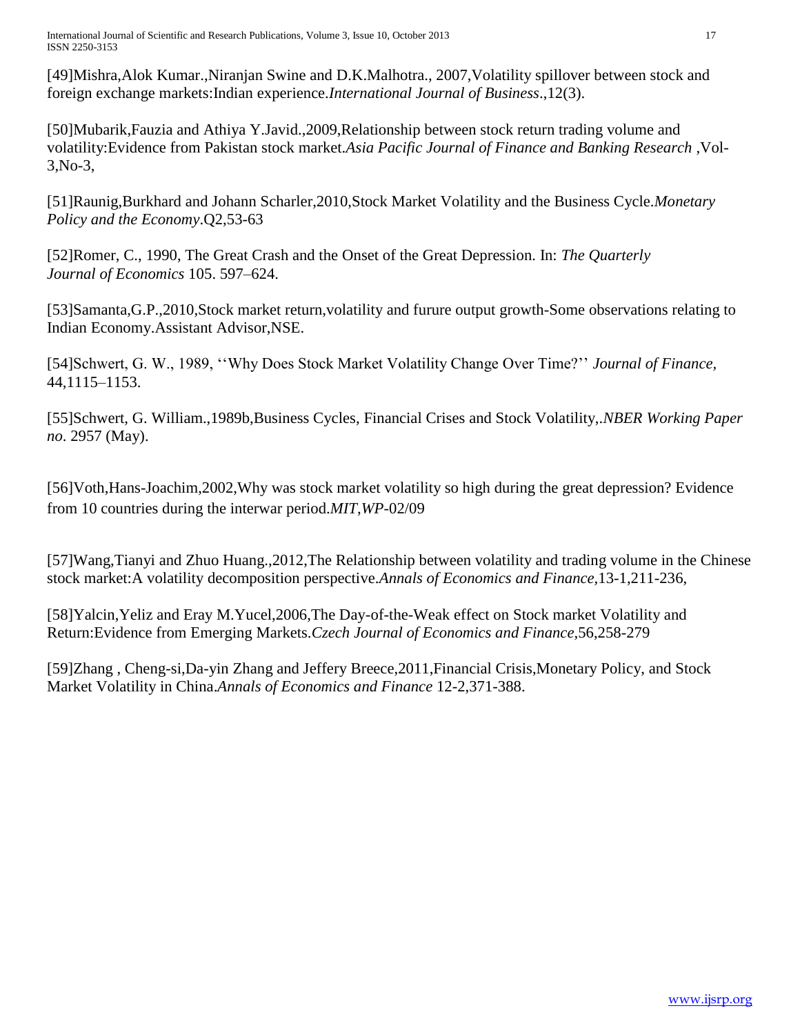[49]Mishra,Alok Kumar.,Niranjan Swine and D.K.Malhotra., 2007,Volatility spillover between stock and foreign exchange markets:Indian experience.*International Journal of Business*.,12(3).

[50]Mubarik,Fauzia and Athiya Y.Javid.,2009,Relationship between stock return trading volume and volatility:Evidence from Pakistan stock market.*Asia Pacific Journal of Finance and Banking Research* ,Vol-3,No-3,

[51]Raunig,Burkhard and Johann Scharler,2010,Stock Market Volatility and the Business Cycle.*Monetary Policy and the Economy*.Q2,53-63

[52]Romer, C., 1990, The Great Crash and the Onset of the Great Depression. In: *The Quarterly Journal of Economics* 105. 597–624.

[53]Samanta,G.P.,2010,Stock market return,volatility and furure output growth-Some observations relating to Indian Economy.Assistant Advisor,NSE.

[54]Schwert, G. W., 1989, ''Why Does Stock Market Volatility Change Over Time?'' *Journal of Finance,* 44,1115–1153.

[55]Schwert, G. William.,1989b,Business Cycles, Financial Crises and Stock Volatility,.*NBER Working Paper no*. 2957 (May).

[56]Voth,Hans-Joachim,2002,Why was stock market volatility so high during the great depression? Evidence from 10 countries during the interwar period.*MIT,WP*-02/09

[57]Wang,Tianyi and Zhuo Huang.,2012,The Relationship between volatility and trading volume in the Chinese stock market:A volatility decomposition perspective.*Annals of Economics and Finance,*13-1,211-236,

[58]Yalcin,Yeliz and Eray M.Yucel,2006,The Day-of-the-Weak effect on Stock market Volatility and Return:Evidence from Emerging Markets.*Czech Journal of Economics and Finance*,56,258-279

[59]Zhang , Cheng-si,Da-yin Zhang and Jeffery Breece,2011,Financial Crisis,Monetary Policy, and Stock Market Volatility in China.*Annals of Economics and Finance* 12-2,371-388.